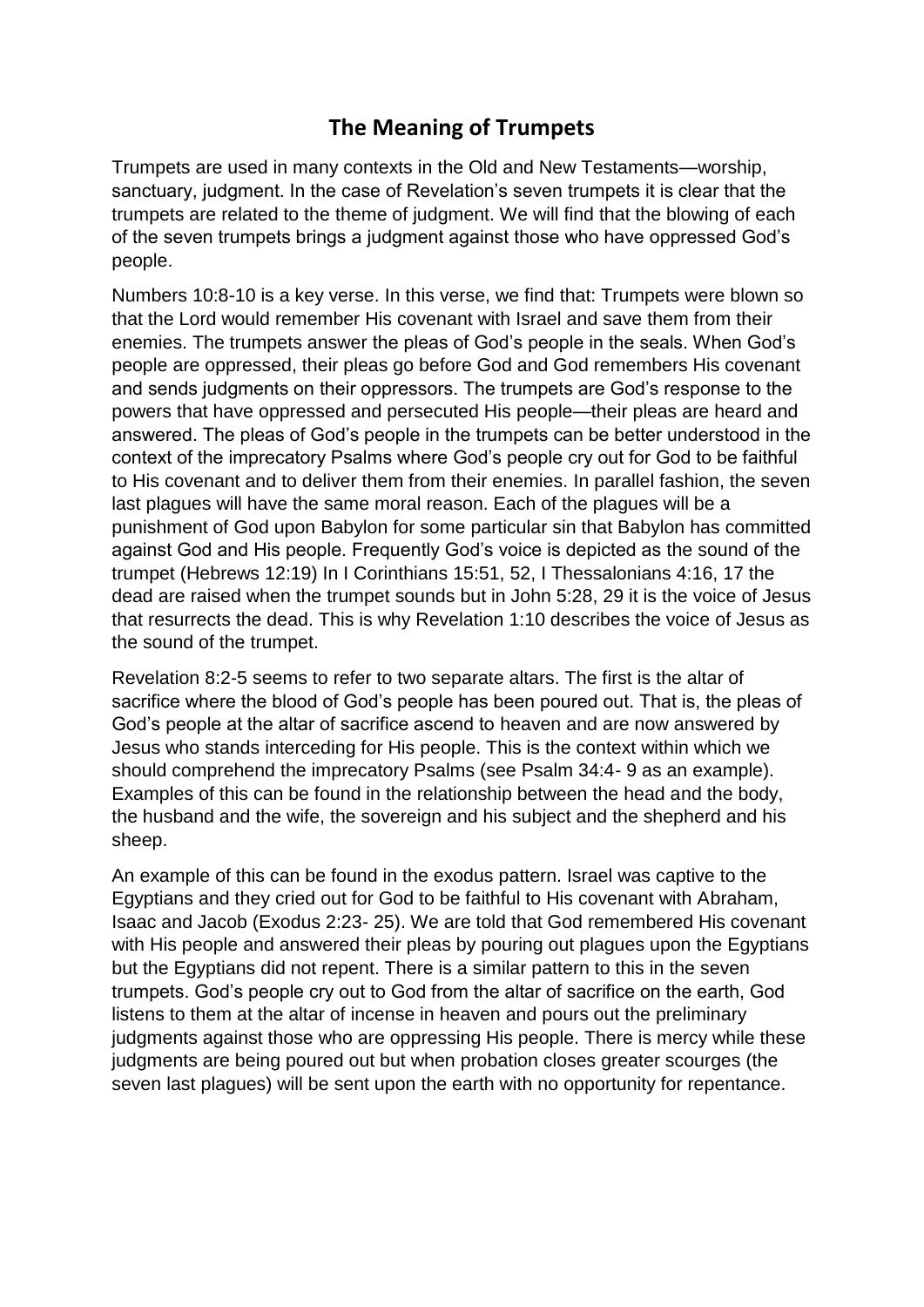# The Meaning of Trumpets

Trumpets are used in many contexts in the Old and New Testaments—worship, sanctuary, judgment. In the case of Revelation's seven trumpets it is clear that the trumpets are related to the theme of judgment. We will find that the blowing of each of the seven trumpets brings a judgment against those who have oppressed God's people.

Numbers 10:8-10 is a key verse. In this verse, we find that: Trumpets were blown so that the Lord would remember His covenant with Israel and save them from their enemies. The trumpets answer the pleas of God's people in the seals. When God's people are oppressed, their pleas go before God and God remembers His covenant and sends judgments on their oppressors. The trumpets are God's response to the powers that have oppressed and persecuted His people—their pleas are heard and answered. The pleas of God's people in the trumpets can be better understood in the context of the imprecatory Psalms where God's people cry out for God to be faithful to His covenant and to deliver them from their enemies. In parallel fashion, the seven last plagues will have the same moral reason. Each of the plagues will be a punishment of God upon Babylon for some particular sin that Babylon has committed against God and His people. Frequently God's voice is depicted as the sound of the trumpet (Hebrews 12:19) In I Corinthians 15:51, 52, I Thessalonians 4:16, 17 the dead are raised when the trumpet sounds but in John 5:28, 29 it is the voice of Jesus that resurrects the dead. This is why Revelation 1:10 describes the voice of Jesus as the sound of the trumpet.

Revelation 8:2-5 seems to refer to two separate altars. The first is the altar of sacrifice where the blood of God's people has been poured out. That is, the pleas of God's people at the altar of sacrifice ascend to heaven and are now answered by Jesus who stands interceding for His people. This is the context within which we should comprehend the imprecatory Psalms (see Psalm 34:4- 9 as an example). Examples of this can be found in the relationship between the head and the body, the husband and the wife, the sovereign and his subject and the shepherd and his sheep.

An example of this can be found in the exodus pattern. Israel was captive to the Egyptians and they cried out for God to be faithful to His covenant with Abraham, Isaac and Jacob (Exodus 2:23- 25). We are told that God remembered His covenant with His people and answered their pleas by pouring out plagues upon the Egyptians but the Egyptians did not repent. There is a similar pattern to this in the seven trumpets. God's people cry out to God from the altar of sacrifice on the earth, God listens to them at the altar of incense in heaven and pours out the preliminary judgments against those who are oppressing His people. There is mercy while these judgments are being poured out but when probation closes greater scourges (the seven last plagues) will be sent upon the earth with no opportunity for repentance.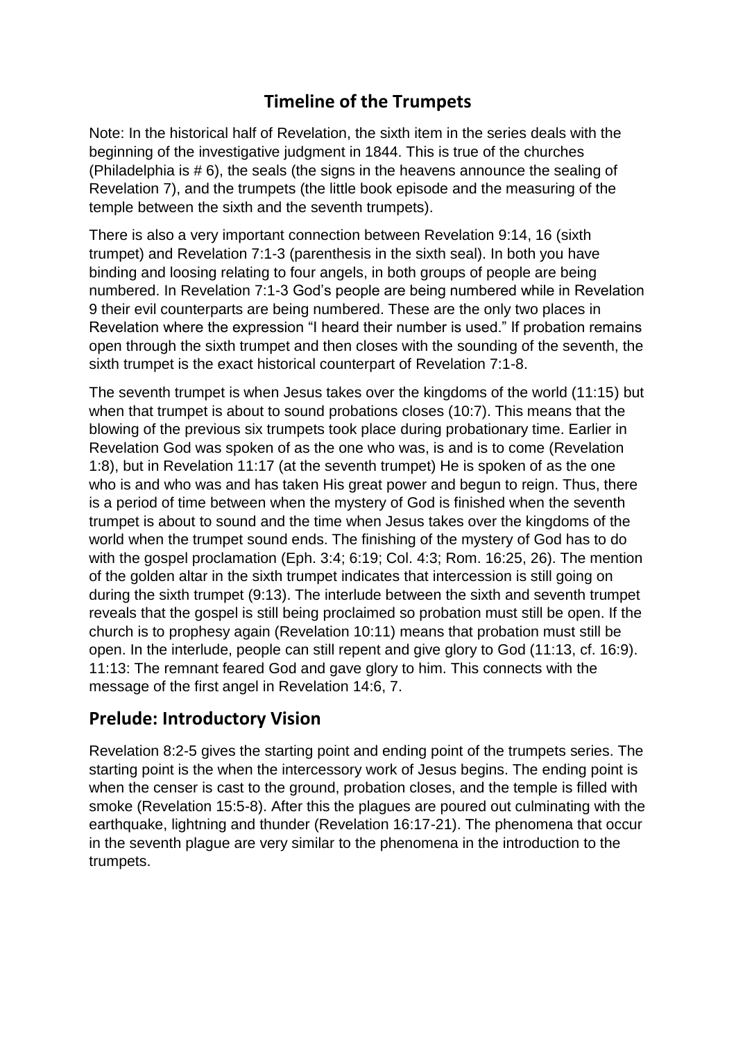## Timeline of the Trumpets

Note: In the historical half of Revelation, the sixth item in the series deals with the beginning of the investigative judgment in 1844. This is true of the churches (Philadelphia is # 6), the seals (the signs in the heavens announce the sealing of Revelation 7), and the trumpets (the little book episode and the measuring of the temple between the sixth and the seventh trumpets).

There is also a very important connection between Revelation 9:14, 16 (sixth trumpet) and Revelation 7:1-3 (parenthesis in the sixth seal). In both you have binding and loosing relating to four angels, in both groups of people are being numbered. In Revelation 7:1-3 God's people are being numbered while in Revelation 9 their evil counterparts are being numbered. These are the only two places in Revelation where the expression "I heard their number is used." If probation remains open through the sixth trumpet and then closes with the sounding of the seventh, the sixth trumpet is the exact historical counterpart of Revelation 7:1-8.

The seventh trumpet is when Jesus takes over the kingdoms of the world (11:15) but when that trumpet is about to sound probations closes (10:7). This means that the blowing of the previous six trumpets took place during probationary time. Earlier in Revelation God was spoken of as the one who was, is and is to come (Revelation 1:8), but in Revelation 11:17 (at the seventh trumpet) He is spoken of as the one who is and who was and has taken His great power and begun to reign. Thus, there is a period of time between when the mystery of God is finished when the seventh trumpet is about to sound and the time when Jesus takes over the kingdoms of the world when the trumpet sound ends. The finishing of the mystery of God has to do with the gospel proclamation (Eph. 3:4; 6:19; Col. 4:3; Rom. 16:25, 26). The mention of the golden altar in the sixth trumpet indicates that intercession is still going on during the sixth trumpet (9:13). The interlude between the sixth and seventh trumpet reveals that the gospel is still being proclaimed so probation must still be open. If the church is to prophesy again (Revelation 10:11) means that probation must still be open. In the interlude, people can still repent and give glory to God (11:13, cf. 16:9). 11:13: The remnant feared God and gave glory to him. This connects with the message of the first angel in Revelation 14:6, 7.

## Prelude: Introductory Vision

Revelation 8:2-5 gives the starting point and ending point of the trumpets series. The starting point is the when the intercessory work of Jesus begins. The ending point is when the censer is cast to the ground, probation closes, and the temple is filled with smoke (Revelation 15:5-8). After this the plagues are poured out culminating with the earthquake, lightning and thunder (Revelation 16:17-21). The phenomena that occur in the seventh plague are very similar to the phenomena in the introduction to the trumpets.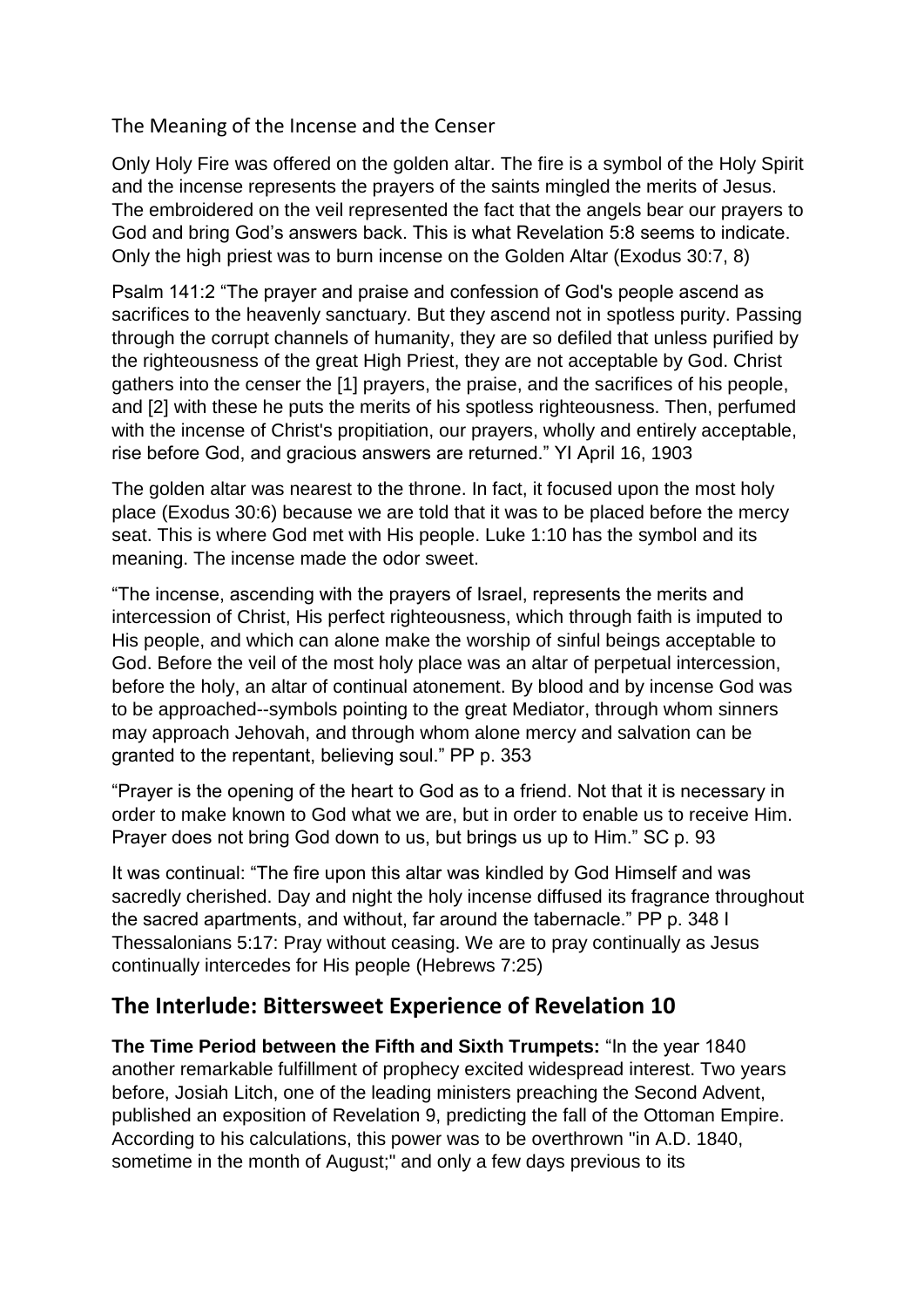The Meaning of the Incense and the Censer

Only Holy Fire was offered on the golden altar. The fire is a symbol of the Holy Spirit and the incense represents the prayers of the saints mingled the merits of Jesus. The embroidered on the veil represented the fact that the angels bear our prayers to God and bring God's answers back. This is what Revelation 5:8 seems to indicate. Only the high priest was to burn incense on the Golden Altar (Exodus 30:7, 8)

Psalm 141:2 "The prayer and praise and confession of God's people ascend as sacrifices to the heavenly sanctuary. But they ascend not in spotless purity. Passing through the corrupt channels of humanity, they are so defiled that unless purified by the righteousness of the great High Priest, they are not acceptable by God. Christ gathers into the censer the [1] prayers, the praise, and the sacrifices of his people, and [2] with these he puts the merits of his spotless righteousness. Then, perfumed with the incense of Christ's propitiation, our prayers, wholly and entirely acceptable, rise before God, and gracious answers are returned." YI April 16, 1903

The golden altar was nearest to the throne. In fact, it focused upon the most holy place (Exodus 30:6) because we are told that it was to be placed before the mercy seat. This is where God met with His people. Luke 1:10 has the symbol and its meaning. The incense made the odor sweet.

"The incense, ascending with the prayers of Israel, represents the merits and intercession of Christ, His perfect righteousness, which through faith is imputed to His people, and which can alone make the worship of sinful beings acceptable to God. Before the veil of the most holy place was an altar of perpetual intercession, before the holy, an altar of continual atonement. By blood and by incense God was to be approached--symbols pointing to the great Mediator, through whom sinners may approach Jehovah, and through whom alone mercy and salvation can be granted to the repentant, believing soul." PP p. 353

"Prayer is the opening of the heart to God as to a friend. Not that it is necessary in order to make known to God what we are, but in order to enable us to receive Him. Prayer does not bring God down to us, but brings us up to Him." SC p. 93

It was continual: "The fire upon this altar was kindled by God Himself and was sacredly cherished. Day and night the holy incense diffused its fragrance throughout the sacred apartments, and without, far around the tabernacle." PP p. 348 I Thessalonians 5:17: Pray without ceasing. We are to pray continually as Jesus continually intercedes for His people (Hebrews 7:25)

## The Interlude: Bittersweet Experience of Revelation 10

**The Time Period between the Fifth and Sixth Trumpets:** "In the year 1840 another remarkable fulfillment of prophecy excited widespread interest. Two years before, Josiah Litch, one of the leading ministers preaching the Second Advent, published an exposition of Revelation 9, predicting the fall of the Ottoman Empire. According to his calculations, this power was to be overthrown "in A.D. 1840, sometime in the month of August;" and only a few days previous to its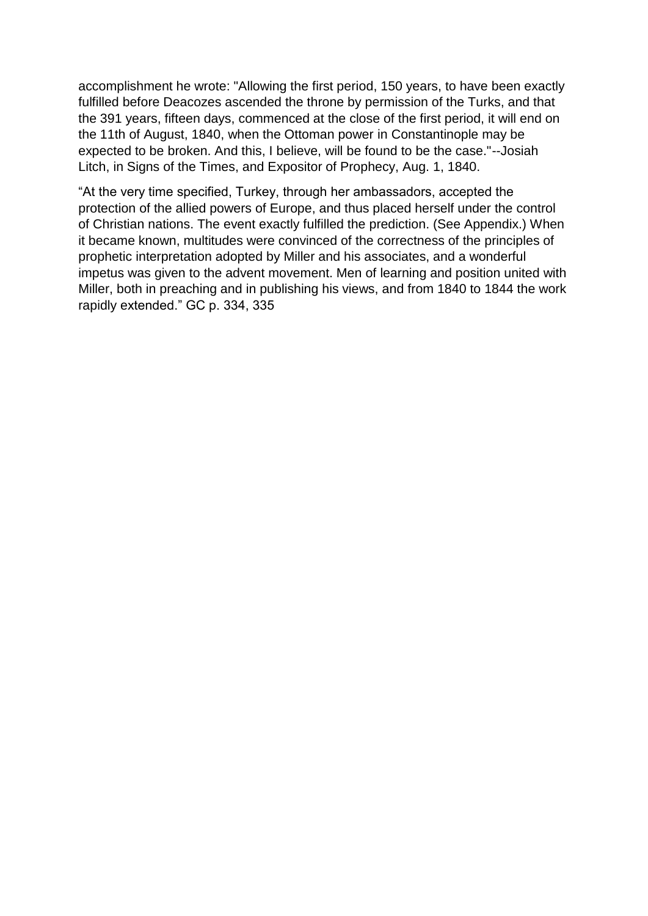accomplishment he wrote: "Allowing the first period, 150 years, to have been exactly fulfilled before Deacozes ascended the throne by permission of the Turks, and that the 391 years, fifteen days, commenced at the close of the first period, it will end on the 11th of August, 1840, when the Ottoman power in Constantinople may be expected to be broken. And this, I believe, will be found to be the case."--Josiah Litch, in Signs of the Times, and Expositor of Prophecy, Aug. 1, 1840.

“At the very time specified, Turkey, through her ambassadors, accepted the protection of the allied powers of Europe, and thus placed herself under the control of Christian nations. The event exactly fulfilled the prediction. (See Appendix.) When it became known, multitudes were convinced of the correctness of the principles of prophetic interpretation adopted by Miller and his associates, and a wonderful impetus was given to the advent movement. Men of learning and position united with Miller, both in preaching and in publishing his views, and from 1840 to 1844 the work rapidly extended.” GC p. 334, 335